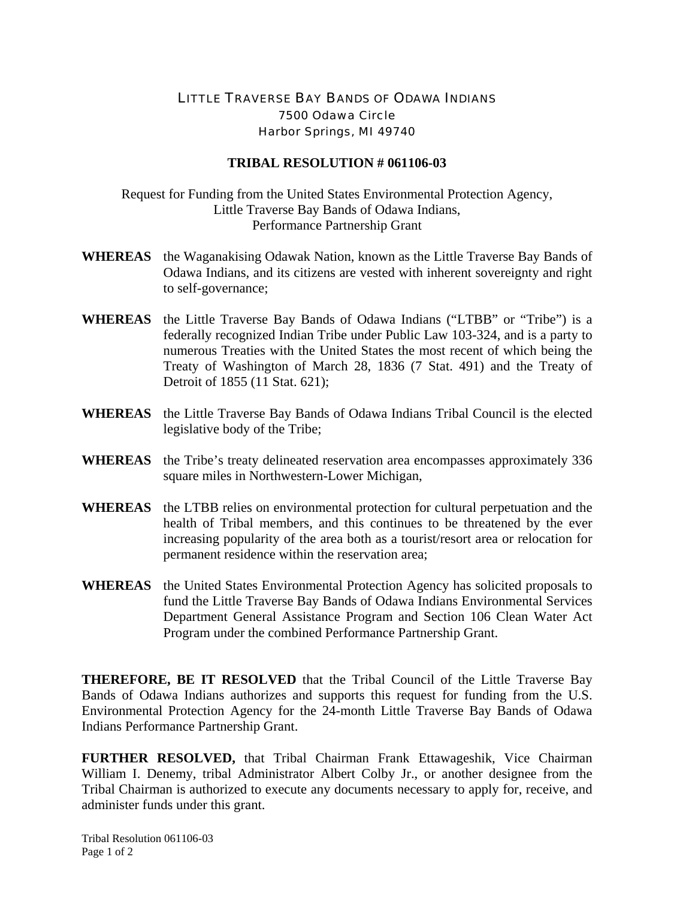# LITTLE TRAVERSE BAY BANDS OF ODAWA INDIANS

7500 Odawa Circle
Harbor Springs, MI 49740

## TRIBAL RESOLUTION # 061106-03

Request for Funding from the United States Environmental Protection Agency,
Little Traverse Bay Bands of Odawa Indians,
Performance Partnership Grant

**WHEREAS** the Waganakising Odawak Nation, known as the Little Traverse Bay Bands of Odawa Indians, and its citizens are vested with inherent sovereignty and right to self-governance;

**WHEREAS** the Little Traverse Bay Bands of Odawa Indians ("LTBB" or "Tribe") is a federally recognized Indian Tribe under Public Law 103-324, and is a party to numerous Treaties with the United States the most recent of which being the Treaty of Washington of March 28, 1836 (7 Stat. 491) and the Treaty of Detroit of 1855 (11 Stat. 621);

**WHEREAS** the Little Traverse Bay Bands of Odawa Indians Tribal Council is the elected legislative body of the Tribe;

**WHEREAS** the Tribe's treaty delineated reservation area encompasses approximately 336 square miles in Northwestern-Lower Michigan,

**WHEREAS** the LTBB relies on environmental protection for cultural perpetuation and the health of Tribal members, and this continues to be threatened by the ever increasing popularity of the area both as a tourist/resort area or relocation for permanent residence within the reservation area;

**WHEREAS** the United States Environmental Protection Agency has solicited proposals to fund the Little Traverse Bay Bands of Odawa Indians Environmental Services Department General Assistance Program and Section 106 Clean Water Act Program under the combined Performance Partnership Grant.

**THEREFORE, BE IT RESOLVED** that the Tribal Council of the Little Traverse Bay Bands of Odawa Indians authorizes and supports this request for funding from the U.S. Environmental Protection Agency for the 24-month Little Traverse Bay Bands of Odawa Indians Performance Partnership Grant.

**FURTHER RESOLVED,** that Tribal Chairman Frank Ettawageshik, Vice Chairman William I. Denemy, tribal Administrator Albert Colby Jr., or another designee from the Tribal Chairman is authorized to execute any documents necessary to apply for, receive, and administer funds under this grant.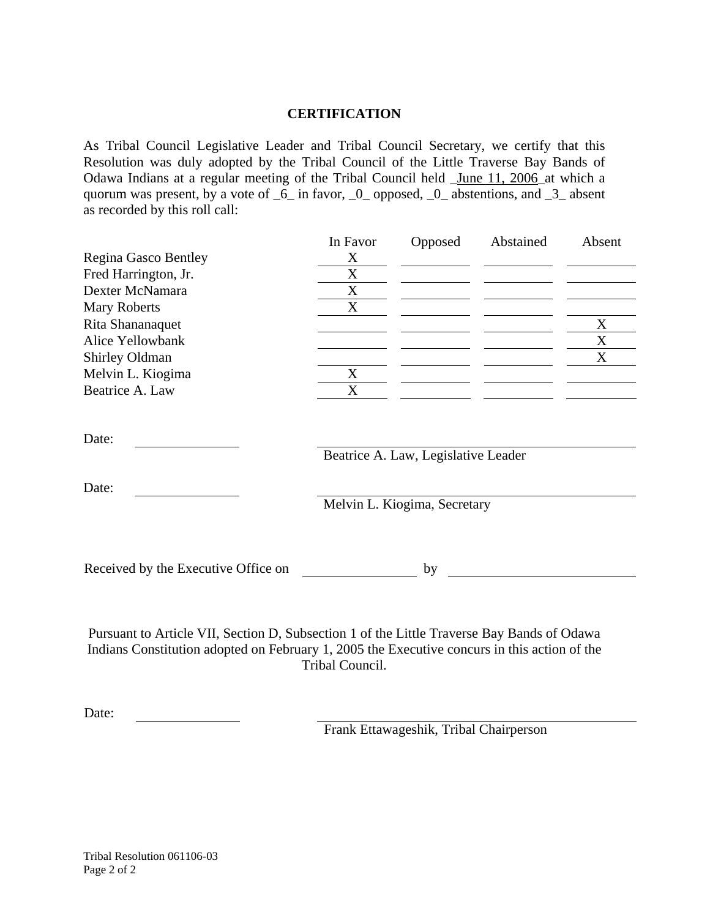## CERTIFICATION

As Tribal Council Legislative Leader and Tribal Council Secretary, we certify that this Resolution was duly adopted by the Tribal Council of the Little Traverse Bay Bands of Odawa Indians at a regular meeting of the Tribal Council held _June 11, 2006_ at which a quorum was present, by a vote of _6_ in favor, _0_ opposed, _0_ abstentions, and _3_ absent as recorded by this roll call:

| | In Favor | Opposed | Abstained | Absent |
|---|---|---|---|---|
| Regina Gasco Bentley | X | | | |
| Fred Harrington, Jr. | X | | | |
| Dexter McNamara | X | | | |
| Mary Roberts | X | | | |
| Rita Shananaquet | | | | X |
| Alice Yellowbank | | | | X |
| Shirley Oldman | | | | X |
| Melvin L. Kiogima | X | | | |
| Beatrice A. Law | X | | | |

Date: ______________ ________________________________
Beatrice A. Law, Legislative Leader

Date: ______________ ________________________________
Melvin L. Kiogima, Secretary

Received by the Executive Office on ______________ by ______________________

Pursuant to Article VII, Section D, Subsection 1 of the Little Traverse Bay Bands of Odawa Indians Constitution adopted on February 1, 2005 the Executive concurs in this action of the Tribal Council.

Date: ______________ ________________________________
Frank Ettawageshik, Tribal Chairperson

Tribal Resolution 061106-03